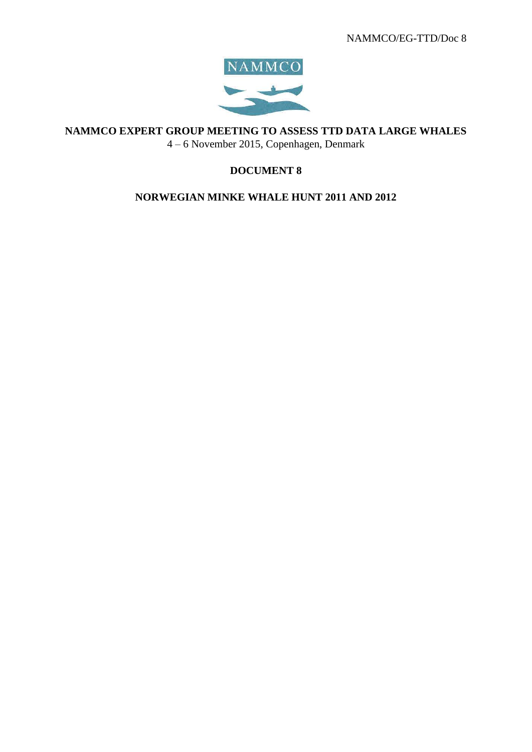NAMMCO/EG-TTD/Doc 8

NAMMCO

# NAMMCO EXPERT GROUP MEETING TO ASSESS TTD DATA LARGE WHALES

4 – 6 November 2015, Copenhagen, Denmark

## DOCUMENT 8

## NORWEGIAN MINKE WHALE HUNT 2011 AND 2012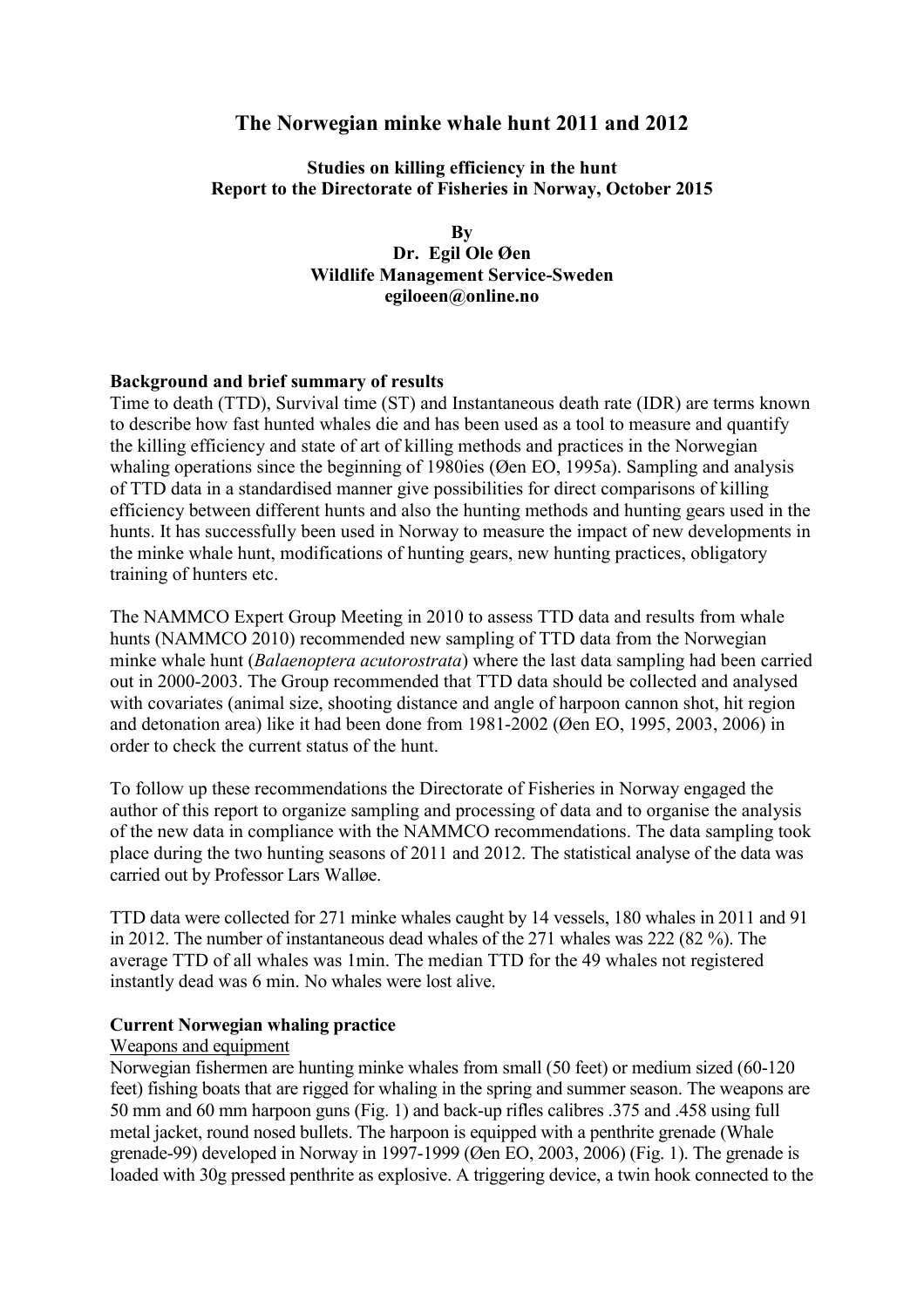# The Norwegian minke whale hunt 2011 and 2012

**Studies on killing efficiency in the hunt**
**Report to the Directorate of Fisheries in Norway, October 2015**

**By**
**Dr. Egil Ole Øen**
**Wildlife Management Service-Sweden**
**egiloeen@online.no**

## Background and brief summary of results

Time to death (TTD), Survival time (ST) and Instantaneous death rate (IDR) are terms known to describe how fast hunted whales die and has been used as a tool to measure and quantify the killing efficiency and state of art of killing methods and practices in the Norwegian whaling operations since the beginning of 1980ies (Øen EO, 1995a). Sampling and analysis of TTD data in a standardised manner give possibilities for direct comparisons of killing efficiency between different hunts and also the hunting methods and hunting gears used in the hunts. It has successfully been used in Norway to measure the impact of new developments in the minke whale hunt, modifications of hunting gears, new hunting practices, obligatory training of hunters etc.

The NAMMCO Expert Group Meeting in 2010 to assess TTD data and results from whale hunts (NAMMCO 2010) recommended new sampling of TTD data from the Norwegian minke whale hunt (*Balaenoptera acutorostrata*) where the last data sampling had been carried out in 2000-2003. The Group recommended that TTD data should be collected and analysed with covariates (animal size, shooting distance and angle of harpoon cannon shot, hit region and detonation area) like it had been done from 1981-2002 (Øen EO, 1995, 2003, 2006) in order to check the current status of the hunt.

To follow up these recommendations the Directorate of Fisheries in Norway engaged the author of this report to organize sampling and processing of data and to organise the analysis of the new data in compliance with the NAMMCO recommendations. The data sampling took place during the two hunting seasons of 2011 and 2012. The statistical analyse of the data was carried out by Professor Lars Walløe.

TTD data were collected for 271 minke whales caught by 14 vessels, 180 whales in 2011 and 91 in 2012. The number of instantaneous dead whales of the 271 whales was 222 (82 %). The average TTD of all whales was 1min. The median TTD for the 49 whales not registered instantly dead was 6 min. No whales were lost alive.

## Current Norwegian whaling practice

### Weapons and equipment

Norwegian fishermen are hunting minke whales from small (50 feet) or medium sized (60-120 feet) fishing boats that are rigged for whaling in the spring and summer season. The weapons are 50 mm and 60 mm harpoon guns (Fig. 1) and back-up rifles calibres .375 and .458 using full metal jacket, round nosed bullets. The harpoon is equipped with a penthrite grenade (Whale grenade-99) developed in Norway in 1997-1999 (Øen EO, 2003, 2006) (Fig. 1). The grenade is loaded with 30g pressed penthrite as explosive. A triggering device, a twin hook connected to the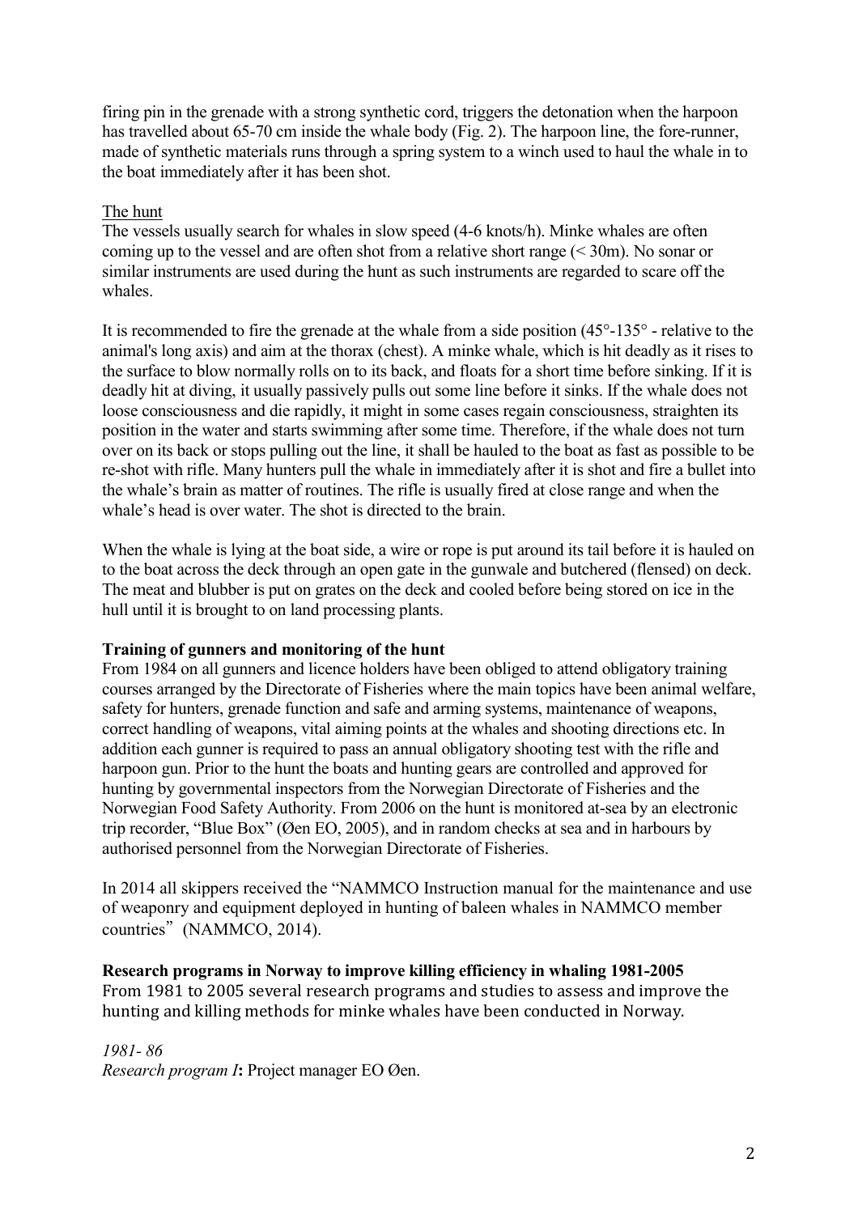firing pin in the grenade with a strong synthetic cord, triggers the detonation when the harpoon has travelled about 65-70 cm inside the whale body (Fig. 2). The harpoon line, the fore-runner, made of synthetic materials runs through a spring system to a winch used to haul the whale in to the boat immediately after it has been shot.

The hunt

The vessels usually search for whales in slow speed (4-6 knots/h). Minke whales are often coming up to the vessel and are often shot from a relative short range (< 30m). No sonar or similar instruments are used during the hunt as such instruments are regarded to scare off the whales.

It is recommended to fire the grenade at the whale from a side position (45°-135° - relative to the animal's long axis) and aim at the thorax (chest). A minke whale, which is hit deadly as it rises to the surface to blow normally rolls on to its back, and floats for a short time before sinking. If it is deadly hit at diving, it usually passively pulls out some line before it sinks. If the whale does not loose consciousness and die rapidly, it might in some cases regain consciousness, straighten its position in the water and starts swimming after some time. Therefore, if the whale does not turn over on its back or stops pulling out the line, it shall be hauled to the boat as fast as possible to be re-shot with rifle. Many hunters pull the whale in immediately after it is shot and fire a bullet into the whale's brain as matter of routines. The rifle is usually fired at close range and when the whale's head is over water. The shot is directed to the brain.

When the whale is lying at the boat side, a wire or rope is put around its tail before it is hauled on to the boat across the deck through an open gate in the gunwale and butchered (flensed) on deck. The meat and blubber is put on grates on the deck and cooled before being stored on ice in the hull until it is brought to on land processing plants.

**Training of gunners and monitoring of the hunt**

From 1984 on all gunners and licence holders have been obliged to attend obligatory training courses arranged by the Directorate of Fisheries where the main topics have been animal welfare, safety for hunters, grenade function and safe and arming systems, maintenance of weapons, correct handling of weapons, vital aiming points at the whales and shooting directions etc. In addition each gunner is required to pass an annual obligatory shooting test with the rifle and harpoon gun. Prior to the hunt the boats and hunting gears are controlled and approved for hunting by governmental inspectors from the Norwegian Directorate of Fisheries and the Norwegian Food Safety Authority. From 2006 on the hunt is monitored at-sea by an electronic trip recorder, "Blue Box" (Øen EO, 2005), and in random checks at sea and in harbours by authorised personnel from the Norwegian Directorate of Fisheries.

In 2014 all skippers received the "NAMMCO Instruction manual for the maintenance and use of weaponry and equipment deployed in hunting of baleen whales in NAMMCO member countries" (NAMMCO, 2014).

**Research programs in Norway to improve killing efficiency in whaling 1981-2005**

From 1981 to 2005 several research programs and studies to assess and improve the hunting and killing methods for minke whales have been conducted in Norway.

*1981- 86*

*Research program I***:** Project manager EO Øen.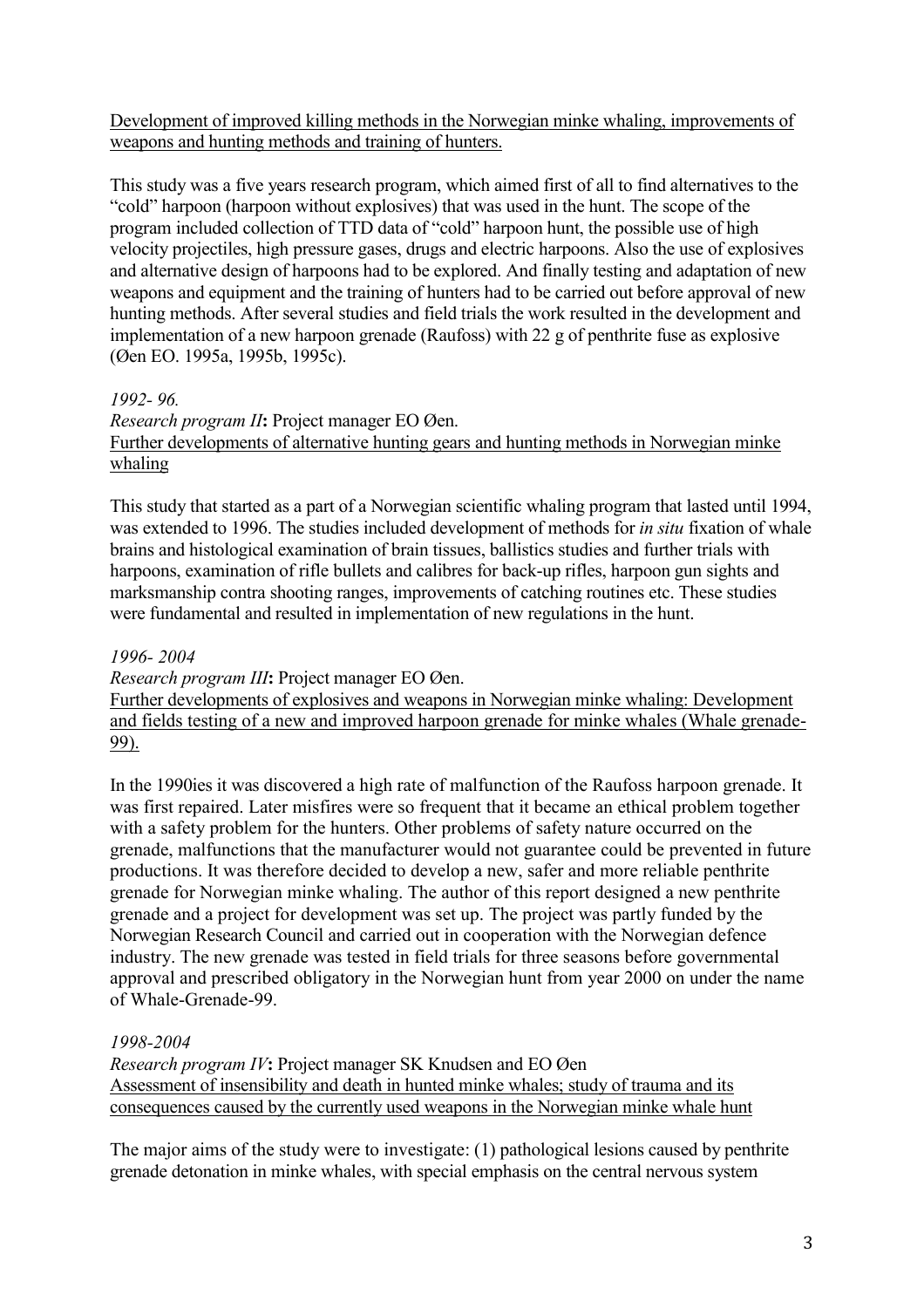Development of improved killing methods in the Norwegian minke whaling, improvements of weapons and hunting methods and training of hunters.

This study was a five years research program, which aimed first of all to find alternatives to the "cold" harpoon (harpoon without explosives) that was used in the hunt. The scope of the program included collection of TTD data of "cold" harpoon hunt, the possible use of high velocity projectiles, high pressure gases, drugs and electric harpoons. Also the use of explosives and alternative design of harpoons had to be explored. And finally testing and adaptation of new weapons and equipment and the training of hunters had to be carried out before approval of new hunting methods. After several studies and field trials the work resulted in the development and implementation of a new harpoon grenade (Raufoss) with 22 g of penthrite fuse as explosive (Øen EO. 1995a, 1995b, 1995c).

*1992- 96.*

*Research program II***:** Project manager EO Øen.

Further developments of alternative hunting gears and hunting methods in Norwegian minke whaling

This study that started as a part of a Norwegian scientific whaling program that lasted until 1994, was extended to 1996. The studies included development of methods for *in situ* fixation of whale brains and histological examination of brain tissues, ballistics studies and further trials with harpoons, examination of rifle bullets and calibres for back-up rifles, harpoon gun sights and marksmanship contra shooting ranges, improvements of catching routines etc. These studies were fundamental and resulted in implementation of new regulations in the hunt.

*1996- 2004*

*Research program III***:** Project manager EO Øen.

Further developments of explosives and weapons in Norwegian minke whaling: Development and fields testing of a new and improved harpoon grenade for minke whales (Whale grenade-99).

In the 1990ies it was discovered a high rate of malfunction of the Raufoss harpoon grenade. It was first repaired. Later misfires were so frequent that it became an ethical problem together with a safety problem for the hunters. Other problems of safety nature occurred on the grenade, malfunctions that the manufacturer would not guarantee could be prevented in future productions. It was therefore decided to develop a new, safer and more reliable penthrite grenade for Norwegian minke whaling. The author of this report designed a new penthrite grenade and a project for development was set up. The project was partly funded by the Norwegian Research Council and carried out in cooperation with the Norwegian defence industry. The new grenade was tested in field trials for three seasons before governmental approval and prescribed obligatory in the Norwegian hunt from year 2000 on under the name of Whale-Grenade-99.

*1998-2004*

*Research program IV***:** Project manager SK Knudsen and EO Øen

Assessment of insensibility and death in hunted minke whales; study of trauma and its consequences caused by the currently used weapons in the Norwegian minke whale hunt

The major aims of the study were to investigate: (1) pathological lesions caused by penthrite grenade detonation in minke whales, with special emphasis on the central nervous system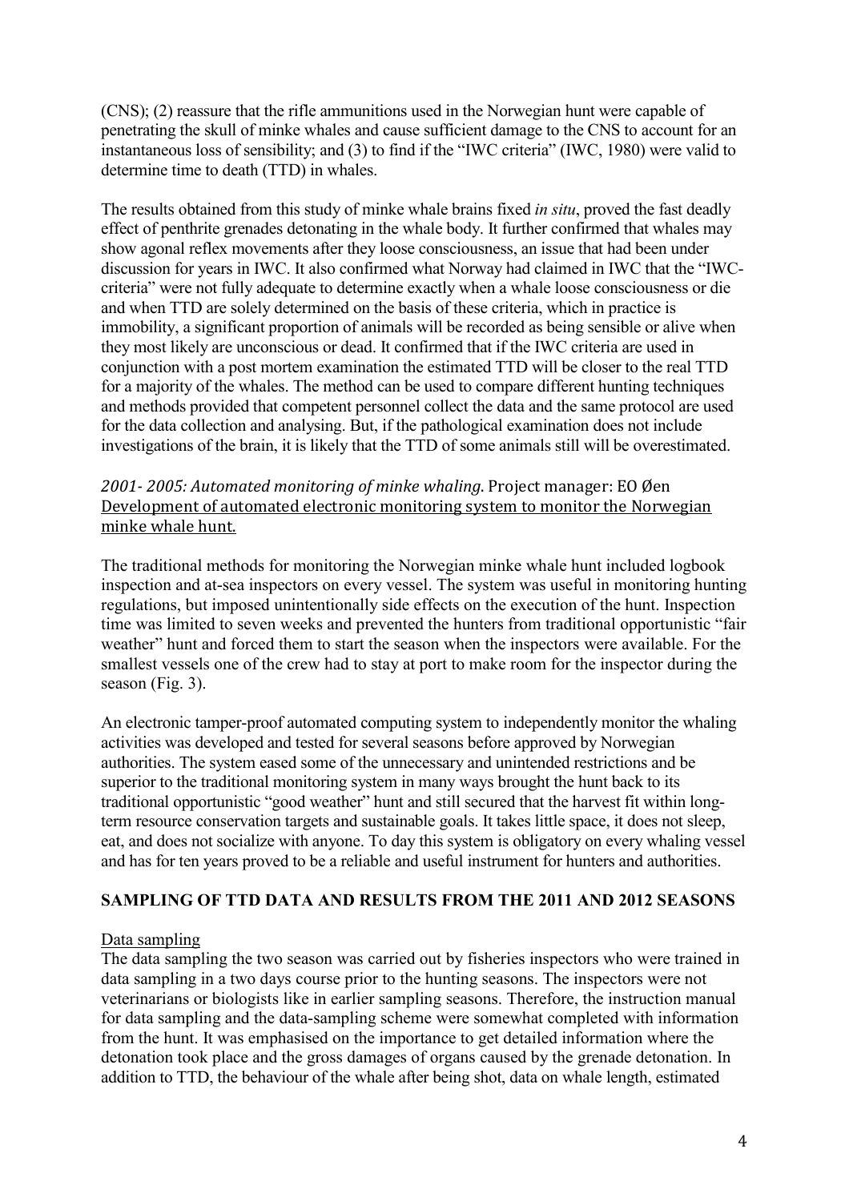(CNS); (2) reassure that the rifle ammunitions used in the Norwegian hunt were capable of penetrating the skull of minke whales and cause sufficient damage to the CNS to account for an instantaneous loss of sensibility; and (3) to find if the "IWC criteria" (IWC, 1980) were valid to determine time to death (TTD) in whales.

The results obtained from this study of minke whale brains fixed *in situ*, proved the fast deadly effect of penthrite grenades detonating in the whale body. It further confirmed that whales may show agonal reflex movements after they loose consciousness, an issue that had been under discussion for years in IWC. It also confirmed what Norway had claimed in IWC that the "IWC-criteria" were not fully adequate to determine exactly when a whale loose consciousness or die and when TTD are solely determined on the basis of these criteria, which in practice is immobility, a significant proportion of animals will be recorded as being sensible or alive when they most likely are unconscious or dead. It confirmed that if the IWC criteria are used in conjunction with a post mortem examination the estimated TTD will be closer to the real TTD for a majority of the whales. The method can be used to compare different hunting techniques and methods provided that competent personnel collect the data and the same protocol are used for the data collection and analysing. But, if the pathological examination does not include investigations of the brain, it is likely that the TTD of some animals still will be overestimated.

*2001- 2005: Automated monitoring of minke whaling.* Project manager: EO Øen
<u>Development of automated electronic monitoring system to monitor the Norwegian minke whale hunt.</u>

The traditional methods for monitoring the Norwegian minke whale hunt included logbook inspection and at-sea inspectors on every vessel. The system was useful in monitoring hunting regulations, but imposed unintentionally side effects on the execution of the hunt. Inspection time was limited to seven weeks and prevented the hunters from traditional opportunistic "fair weather" hunt and forced them to start the season when the inspectors were available. For the smallest vessels one of the crew had to stay at port to make room for the inspector during the season (Fig. 3).

An electronic tamper-proof automated computing system to independently monitor the whaling activities was developed and tested for several seasons before approved by Norwegian authorities. The system eased some of the unnecessary and unintended restrictions and be superior to the traditional monitoring system in many ways brought the hunt back to its traditional opportunistic "good weather" hunt and still secured that the harvest fit within long-term resource conservation targets and sustainable goals. It takes little space, it does not sleep, eat, and does not socialize with anyone. To day this system is obligatory on every whaling vessel and has for ten years proved to be a reliable and useful instrument for hunters and authorities.

## SAMPLING OF TTD DATA AND RESULTS FROM THE 2011 AND 2012 SEASONS

<u>Data sampling</u>

The data sampling the two season was carried out by fisheries inspectors who were trained in data sampling in a two days course prior to the hunting seasons. The inspectors were not veterinarians or biologists like in earlier sampling seasons. Therefore, the instruction manual for data sampling and the data-sampling scheme were somewhat completed with information from the hunt. It was emphasised on the importance to get detailed information where the detonation took place and the gross damages of organs caused by the grenade detonation. In addition to TTD, the behaviour of the whale after being shot, data on whale length, estimated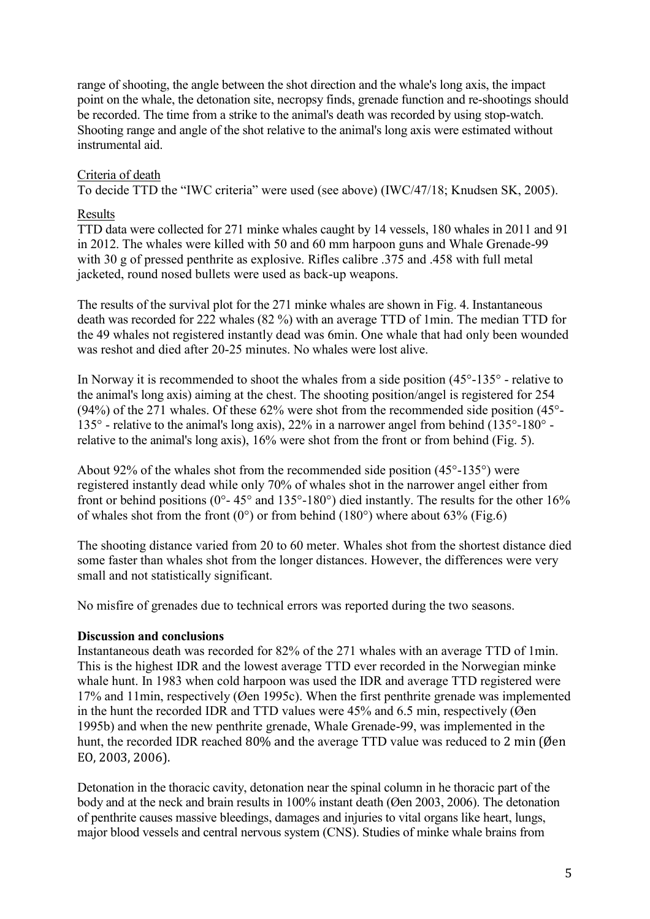range of shooting, the angle between the shot direction and the whale's long axis, the impact point on the whale, the detonation site, necropsy finds, grenade function and re-shootings should be recorded. The time from a strike to the animal's death was recorded by using stop-watch. Shooting range and angle of the shot relative to the animal's long axis were estimated without instrumental aid.

Criteria of death

To decide TTD the "IWC criteria" were used (see above) (IWC/47/18; Knudsen SK, 2005).

Results

TTD data were collected for 271 minke whales caught by 14 vessels, 180 whales in 2011 and 91 in 2012. The whales were killed with 50 and 60 mm harpoon guns and Whale Grenade-99 with 30 g of pressed penthrite as explosive. Rifles calibre .375 and .458 with full metal jacketed, round nosed bullets were used as back-up weapons.

The results of the survival plot for the 271 minke whales are shown in Fig. 4. Instantaneous death was recorded for 222 whales (82 %) with an average TTD of 1min. The median TTD for the 49 whales not registered instantly dead was 6min. One whale that had only been wounded was reshot and died after 20-25 minutes. No whales were lost alive.

In Norway it is recommended to shoot the whales from a side position (45°-135° - relative to the animal's long axis) aiming at the chest. The shooting position/angel is registered for 254 (94%) of the 271 whales. Of these 62% were shot from the recommended side position (45°-135° - relative to the animal's long axis), 22% in a narrower angel from behind (135°-180° - relative to the animal's long axis), 16% were shot from the front or from behind (Fig. 5).

About 92% of the whales shot from the recommended side position (45°-135°) were registered instantly dead while only 70% of whales shot in the narrower angel either from front or behind positions (0°- 45° and 135°-180°) died instantly. The results for the other 16% of whales shot from the front (0°) or from behind (180°) where about 63% (Fig.6)

The shooting distance varied from 20 to 60 meter. Whales shot from the shortest distance died some faster than whales shot from the longer distances. However, the differences were very small and not statistically significant.

No misfire of grenades due to technical errors was reported during the two seasons.

**Discussion and conclusions**

Instantaneous death was recorded for 82% of the 271 whales with an average TTD of 1min. This is the highest IDR and the lowest average TTD ever recorded in the Norwegian minke whale hunt. In 1983 when cold harpoon was used the IDR and average TTD registered were 17% and 11min, respectively (Øen 1995c). When the first penthrite grenade was implemented in the hunt the recorded IDR and TTD values were 45% and 6.5 min, respectively (Øen 1995b) and when the new penthrite grenade, Whale Grenade-99, was implemented in the hunt, the recorded IDR reached 80% and the average TTD value was reduced to 2 min (Øen EO, 2003, 2006).

Detonation in the thoracic cavity, detonation near the spinal column in he thoracic part of the body and at the neck and brain results in 100% instant death (Øen 2003, 2006). The detonation of penthrite causes massive bleedings, damages and injuries to vital organs like heart, lungs, major blood vessels and central nervous system (CNS). Studies of minke whale brains from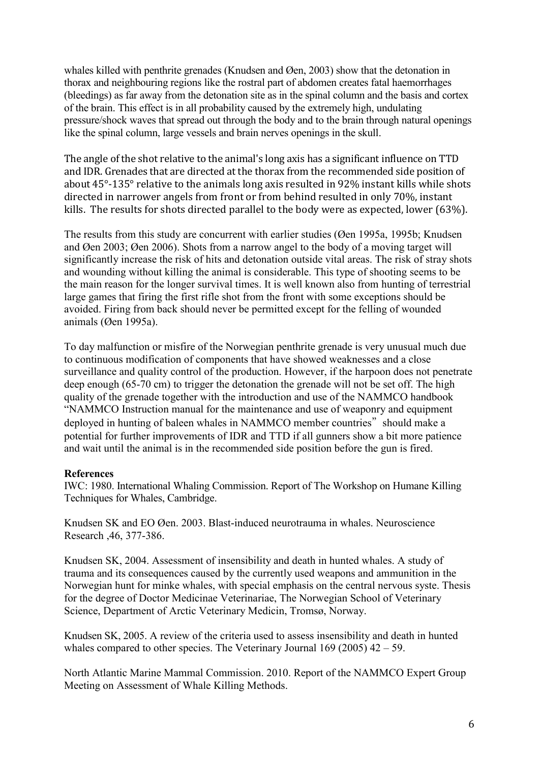whales killed with penthrite grenades (Knudsen and Øen, 2003) show that the detonation in thorax and neighbouring regions like the rostral part of abdomen creates fatal haemorrhages (bleedings) as far away from the detonation site as in the spinal column and the basis and cortex of the brain. This effect is in all probability caused by the extremely high, undulating pressure/shock waves that spread out through the body and to the brain through natural openings like the spinal column, large vessels and brain nerves openings in the skull.

The angle of the shot relative to the animal's long axis has a significant influence on TTD and IDR. Grenades that are directed at the thorax from the recommended side position of about 45°-135° relative to the animals long axis resulted in 92% instant kills while shots directed in narrower angels from front or from behind resulted in only 70%, instant kills. The results for shots directed parallel to the body were as expected, lower (63%).

The results from this study are concurrent with earlier studies (Øen 1995a, 1995b; Knudsen and Øen 2003; Øen 2006). Shots from a narrow angel to the body of a moving target will significantly increase the risk of hits and detonation outside vital areas. The risk of stray shots and wounding without killing the animal is considerable. This type of shooting seems to be the main reason for the longer survival times. It is well known also from hunting of terrestrial large games that firing the first rifle shot from the front with some exceptions should be avoided. Firing from back should never be permitted except for the felling of wounded animals (Øen 1995a).

To day malfunction or misfire of the Norwegian penthrite grenade is very unusual much due to continuous modification of components that have showed weaknesses and a close surveillance and quality control of the production. However, if the harpoon does not penetrate deep enough (65-70 cm) to trigger the detonation the grenade will not be set off. The high quality of the grenade together with the introduction and use of the NAMMCO handbook "NAMMCO Instruction manual for the maintenance and use of weaponry and equipment deployed in hunting of baleen whales in NAMMCO member countries" should make a potential for further improvements of IDR and TTD if all gunners show a bit more patience and wait until the animal is in the recommended side position before the gun is fired.

**References**

IWC: 1980. International Whaling Commission. Report of The Workshop on Humane Killing Techniques for Whales, Cambridge.

Knudsen SK and EO Øen. 2003. Blast-induced neurotrauma in whales. Neuroscience Research ,46, 377-386.

Knudsen SK, 2004. Assessment of insensibility and death in hunted whales. A study of trauma and its consequences caused by the currently used weapons and ammunition in the Norwegian hunt for minke whales, with special emphasis on the central nervous syste. Thesis for the degree of Doctor Medicinae Veterinariae, The Norwegian School of Veterinary Science, Department of Arctic Veterinary Medicin, Tromsø, Norway.

Knudsen SK, 2005. A review of the criteria used to assess insensibility and death in hunted whales compared to other species. The Veterinary Journal 169 (2005) 42 – 59.

North Atlantic Marine Mammal Commission. 2010. Report of the NAMMCO Expert Group Meeting on Assessment of Whale Killing Methods.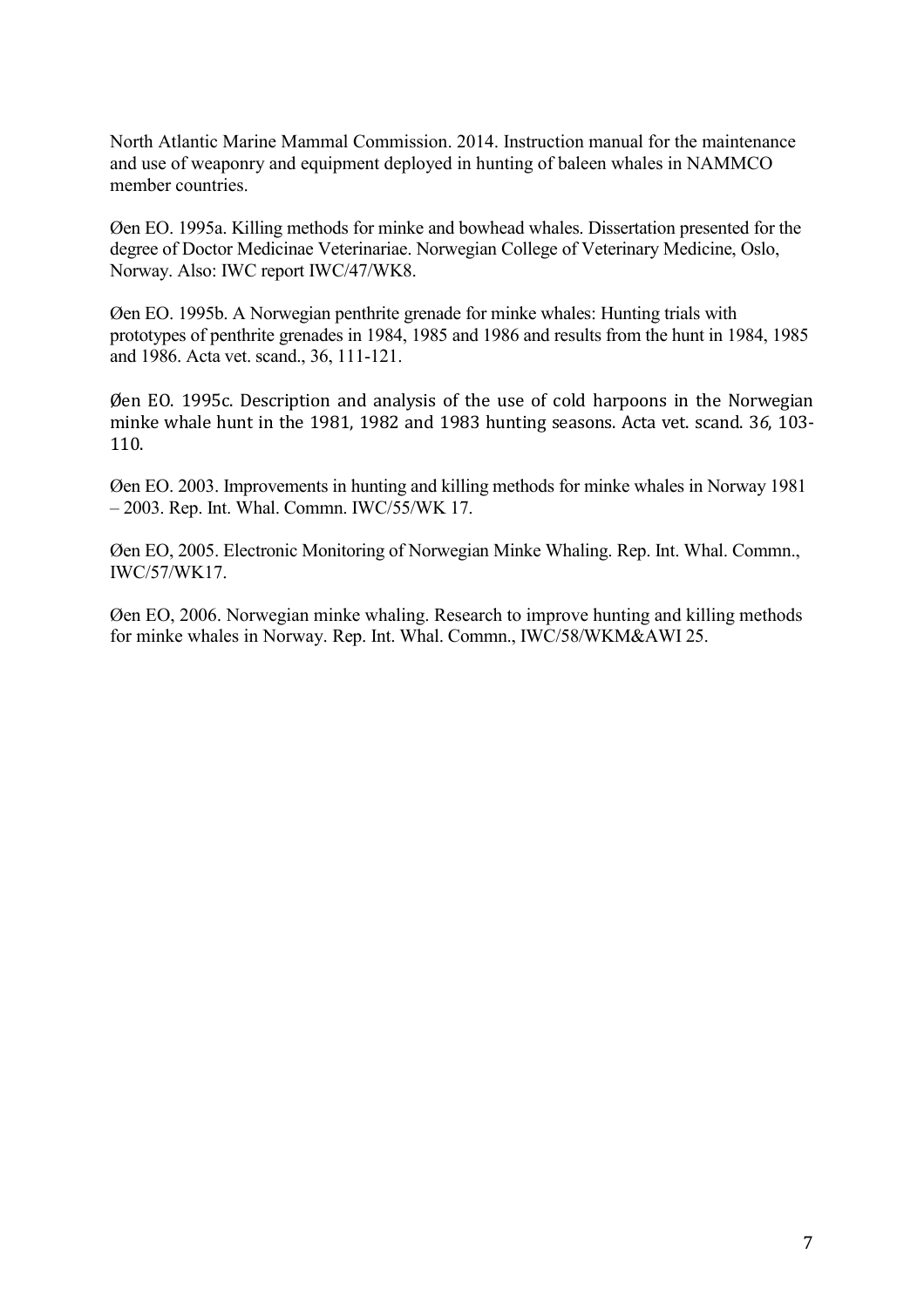North Atlantic Marine Mammal Commission. 2014. Instruction manual for the maintenance and use of weaponry and equipment deployed in hunting of baleen whales in NAMMCO member countries.

Øen EO. 1995a. Killing methods for minke and bowhead whales. Dissertation presented for the degree of Doctor Medicinae Veterinariae. Norwegian College of Veterinary Medicine, Oslo, Norway. Also: IWC report IWC/47/WK8.

Øen EO. 1995b. A Norwegian penthrite grenade for minke whales: Hunting trials with prototypes of penthrite grenades in 1984, 1985 and 1986 and results from the hunt in 1984, 1985 and 1986. Acta vet. scand., 36, 111-121.

Øen EO. 1995c. Description and analysis of the use of cold harpoons in the Norwegian minke whale hunt in the 1981, 1982 and 1983 hunting seasons. Acta vet. scand. 36, 103-110.

Øen EO. 2003. Improvements in hunting and killing methods for minke whales in Norway 1981 – 2003. Rep. Int. Whal. Commn. IWC/55/WK 17.

Øen EO, 2005. Electronic Monitoring of Norwegian Minke Whaling. Rep. Int. Whal. Commn., IWC/57/WK17.

Øen EO, 2006. Norwegian minke whaling. Research to improve hunting and killing methods for minke whales in Norway. Rep. Int. Whal. Commn., IWC/58/WKM&AWI 25.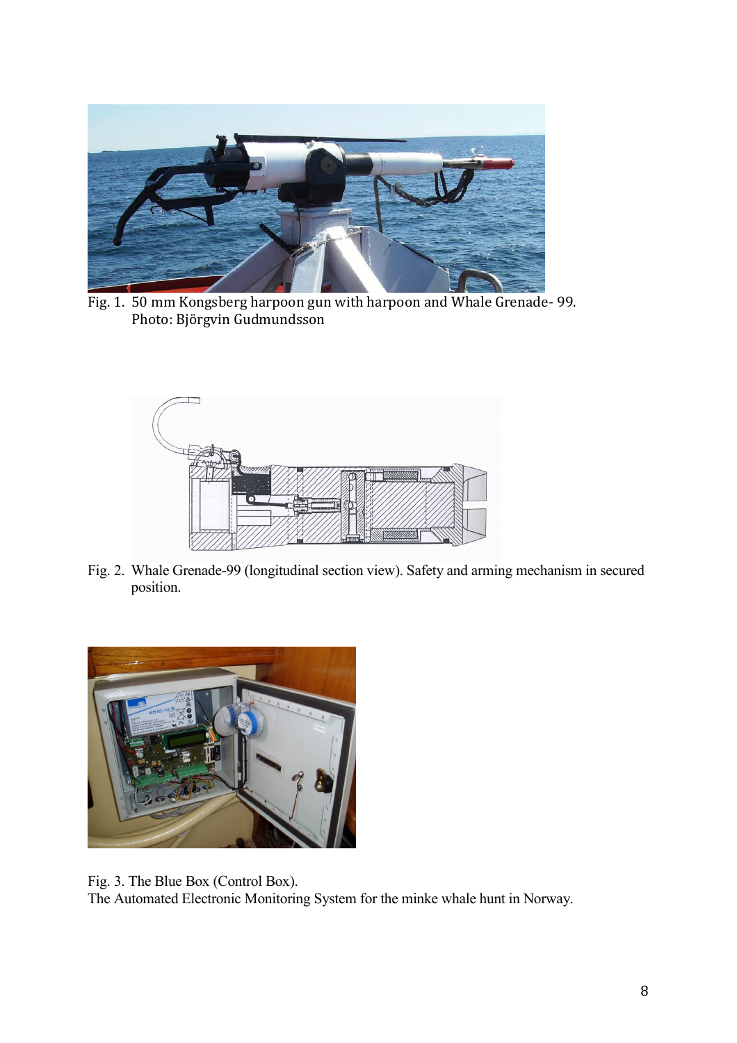Fig. 1. 50 mm Kongsberg harpoon gun with harpoon and Whale Grenade- 99.
Photo: Björgvin Gudmundsson

Fig. 2. Whale Grenade-99 (longitudinal section view). Safety and arming mechanism in secured position.

Fig. 3. The Blue Box (Control Box).
The Automated Electronic Monitoring System for the minke whale hunt in Norway.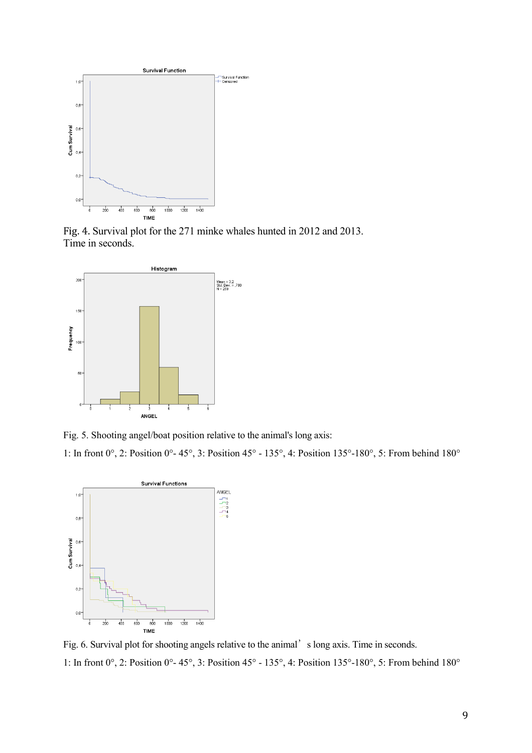Survival Function

Survival Function
Censored

Cum Survival

1,0
0,8
0,6
0,4
0,2
0,0

0 200 400 600 800 1000 1200 1400

TIME

Fig. 4. Survival plot for the 271 minke whales hunted in 2012 and 2013.
Time in seconds.

Histogram

Mean = 3,2
Std. Dev. = ,788
N = 259

Frequency

200
150
100
50
0

0 1 2 3 4 5 6

ANGEL

Fig. 5. Shooting angel/boat position relative to the animal's long axis:

1: In front 0°, 2: Position 0°- 45°, 3: Position 45° - 135°, 4: Position 135°-180°, 5: From behind 180°

Survival Functions

ANGEL
1
2
3
4
5

Cum Survival

1,0
0,8
0,6
0,4
0,2
0,0

0 200 400 600 800 1000 1200 1400

TIME

Fig. 6. Survival plot for shooting angels relative to the animal's long axis. Time in seconds.

1: In front 0°, 2: Position 0°- 45°, 3: Position 45° - 135°, 4: Position 135°-180°, 5: From behind 180°